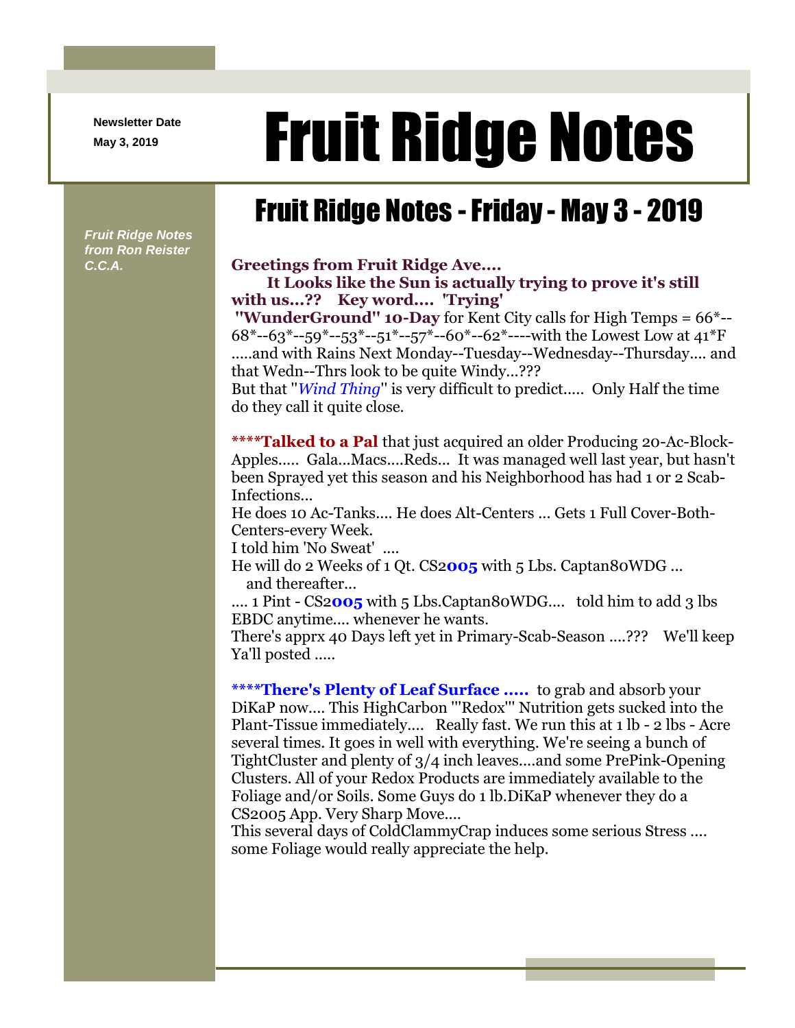Newsletter Date
May 3, 2019

# Fruit Ridge Notes

*Fruit Ridge Notes from Ron Reister C.C.A.*

## Fruit Ridge Notes - Friday - May 3 - 2019

**Greetings from Fruit Ridge Ave....**

**It Looks like the Sun is actually trying to prove it's still with us...?? Key word.... 'Trying'**

**"WunderGround" 10-Day** for Kent City calls for High Temps = 66*--68*--63*--59*--53*--51*--57*--60*--62*----with the Lowest Low at 41*F .....and with Rains Next Monday--Tuesday--Wednesday--Thursday.... and that Wedn--Thrs look to be quite Windy...???

But that "*Wind Thing*" is very difficult to predict..... Only Half the time do they call it quite close.

**\*\*\*\*Talked to a Pal** that just acquired an older Producing 20-Ac-Block-Apples..... Gala...Macs....Reds... It was managed well last year, but hasn't been Sprayed yet this season and his Neighborhood has had 1 or 2 Scab-Infections...

He does 10 Ac-Tanks.... He does Alt-Centers ... Gets 1 Full Cover-Both-Centers-every Week.

I told him 'No Sweat' ....

He will do 2 Weeks of 1 Qt. CS2**005** with 5 Lbs. Captan80WDG ... and thereafter...

.... 1 Pint - CS2**005** with 5 Lbs.Captan80WDG.... told him to add 3 lbs EBDC anytime.... whenever he wants.

There's apprx 40 Days left yet in Primary-Scab-Season ....??? We'll keep Ya'll posted .....

**\*\*\*\*There's Plenty of Leaf Surface .....** to grab and absorb your DiKaP now.... This HighCarbon "'Redox'" Nutrition gets sucked into the Plant-Tissue immediately.... Really fast. We run this at 1 lb - 2 lbs - Acre several times. It goes in well with everything. We're seeing a bunch of TightCluster and plenty of 3/4 inch leaves....and some PrePink-Opening Clusters. All of your Redox Products are immediately available to the Foliage and/or Soils. Some Guys do 1 lb.DiKaP whenever they do a CS2005 App. Very Sharp Move....

This several days of ColdClammyCrap induces some serious Stress .... some Foliage would really appreciate the help.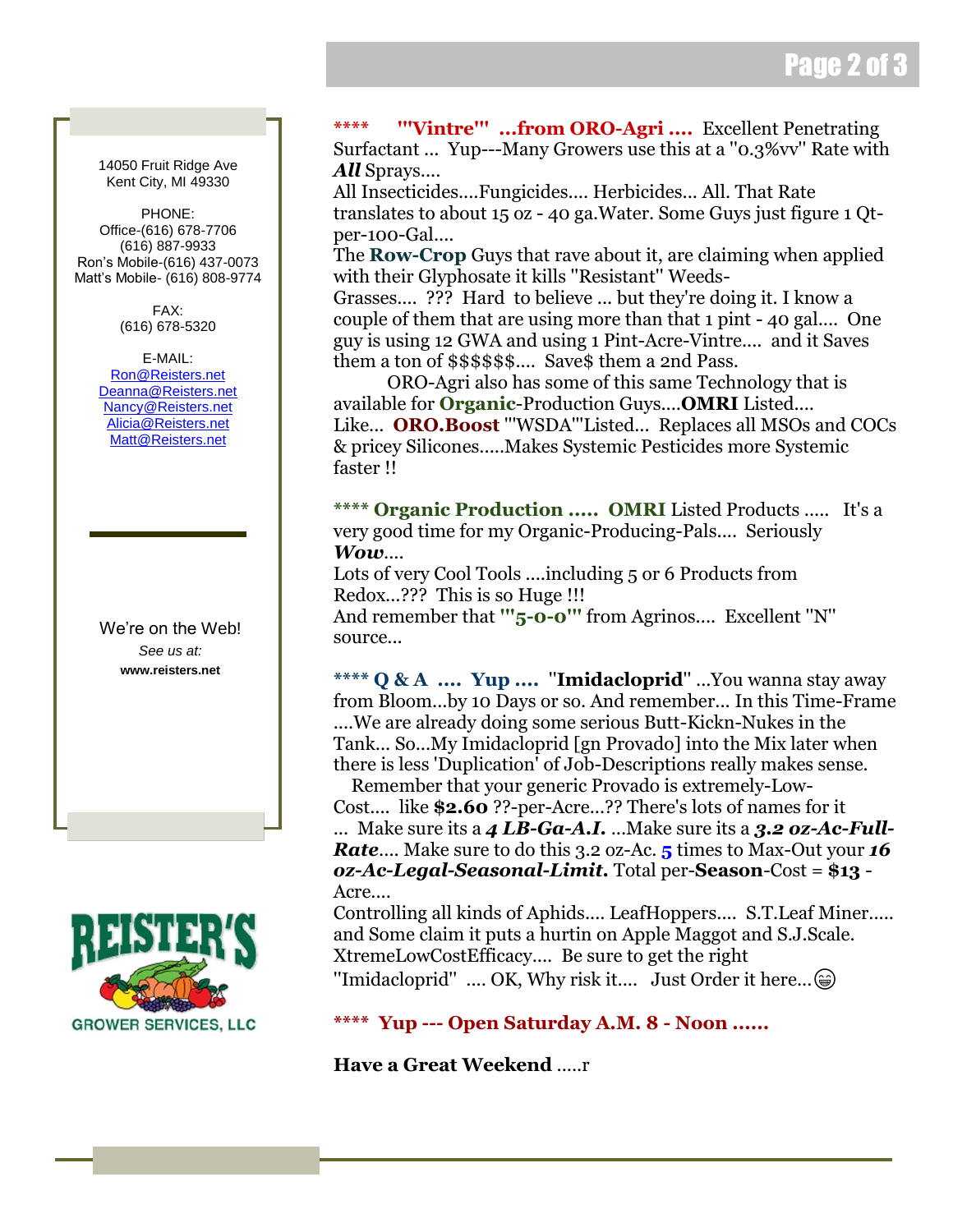14050 Fruit Ridge Ave
Kent City, MI 49330

PHONE:
Office-(616) 678-7706
(616) 887-9933
Ron's Mobile-(616) 437-0073
Matt's Mobile- (616) 808-9774

FAX:
(616) 678-5320

E-MAIL:
Ron@Reisters.net
Deanna@Reisters.net
Nancy@Reisters.net
Alicia@Reisters.net
Matt@Reisters.net

We're on the Web!
*See us at:*
**www.reisters.net**

REISTER'S
GROWER SERVICES, LLC

**\*\*\*\* "'Vintre'" ...from ORO-Agri ....** Excellent Penetrating Surfactant ... Yup---Many Growers use this at a "0.3%vv" Rate with ***All*** Sprays....
All Insecticides....Fungicides.... Herbicides... All. That Rate translates to about 15 oz - 40 ga.Water. Some Guys just figure 1 Qt-per-100-Gal....
The **Row-Crop** Guys that rave about it, are claiming when applied with their Glyphosate it kills "Resistant" Weeds-Grasses.... ??? Hard to believe ... but they're doing it. I know a couple of them that are using more than that 1 pint - 40 gal.... One guy is using 12 GWA and using 1 Pint-Acre-Vintre.... and it Saves them a ton of $$$$$$.... Save$ them a 2nd Pass.

ORO-Agri also has some of this same Technology that is available for **Organic**-Production Guys....**OMRI** Listed.... Like... **ORO.Boost** "'WSDA'"Listed... Replaces all MSOs and COCs & pricey Silicones.....Makes Systemic Pesticides more Systemic faster !!

**\*\*\*\* Organic Production ..... OMRI** Listed Products ..... It's a very good time for my Organic-Producing-Pals.... Seriously ***Wow***....
Lots of very Cool Tools ....including 5 or 6 Products from Redox...??? This is so Huge !!!
And remember that **"'5-0-0'"** from Agrinos.... Excellent "N" source...

**\*\*\*\* Q & A .... Yup ....** "**Imidacloprid**" ...You wanna stay away from Bloom...by 10 Days or so. And remember... In this Time-Frame ....We are already doing some serious Butt-Kickn-Nukes in the Tank... So...My Imidacloprid [gn Provado] into the Mix later when there is less 'Duplication' of Job-Descriptions really makes sense.
Remember that your generic Provado is extremely-Low-Cost.... like **$2.60** ??-per-Acre...?? There's lots of names for it ... Make sure its a ***4 LB-Ga-A.I.*** ...Make sure its a ***3.2 oz-Ac-Full-Rate***.... Make sure to do this 3.2 oz-Ac. **5** times to Max-Out your ***16 oz-Ac-Legal-Seasonal-Limit.*** Total per-**Season**-Cost = **$13** - Acre....
Controlling all kinds of Aphids.... LeafHoppers.... S.T.Leaf Miner..... and Some claim it puts a hurtin on Apple Maggot and S.J.Scale. XtremeLowCostEfficacy.... Be sure to get the right "Imidacloprid" .... OK, Why risk it.... Just Order it here...😁

**\*\*\*\* Yup --- Open Saturday A.M. 8 - Noon ......**

**Have a Great Weekend** .....r